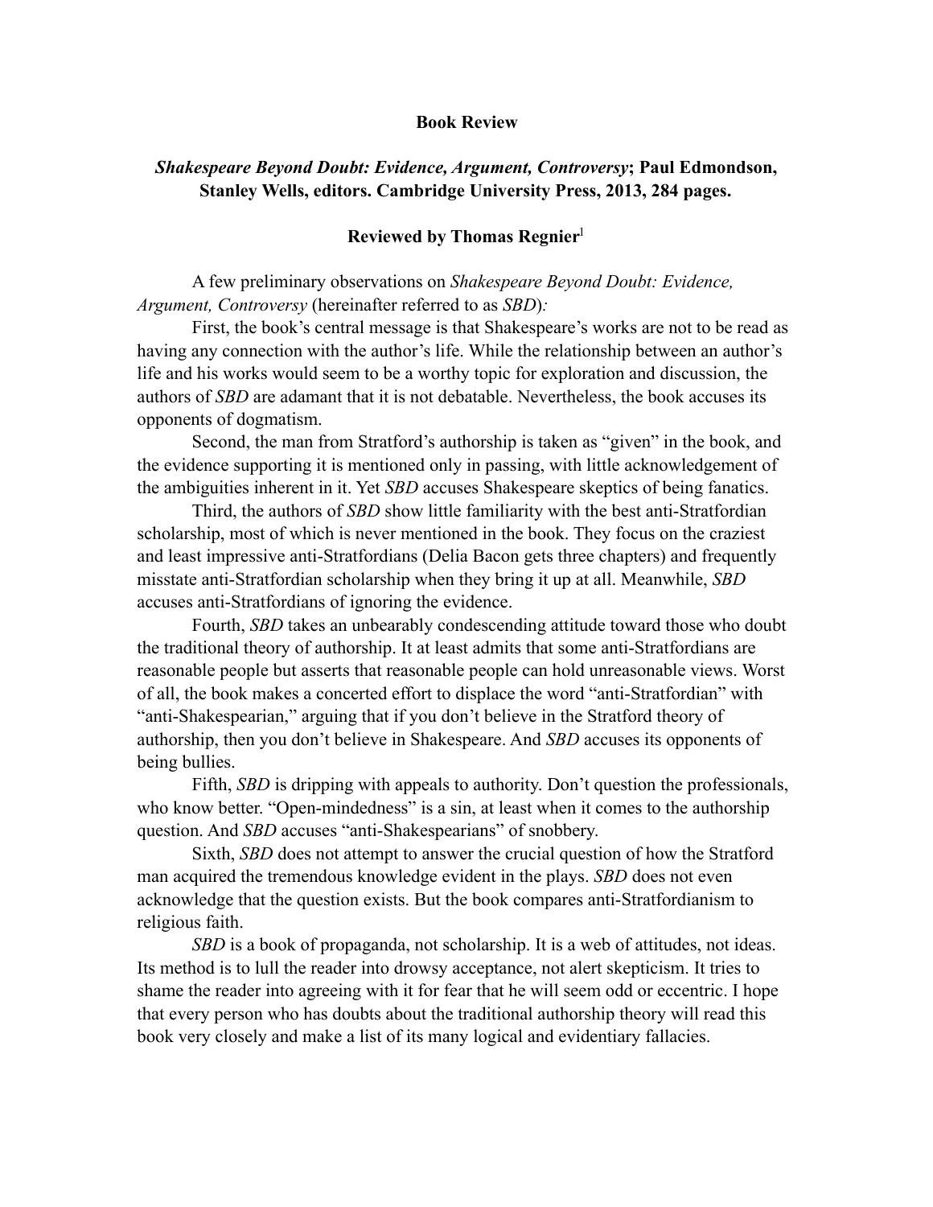**Book Review**

***Shakespeare Beyond Doubt: Evidence, Argument, Controversy*; Paul Edmondson, Stanley Wells, editors. Cambridge University Press, 2013, 284 pages.**

**Reviewed by Thomas Regnier**[1]

A few preliminary observations on *Shakespeare Beyond Doubt: Evidence, Argument, Controversy* (hereinafter referred to as *SBD*)*:*

First, the book's central message is that Shakespeare's works are not to be read as having any connection with the author's life. While the relationship between an author's life and his works would seem to be a worthy topic for exploration and discussion, the authors of *SBD* are adamant that it is not debatable. Nevertheless, the book accuses its opponents of dogmatism.

Second, the man from Stratford's authorship is taken as "given" in the book, and the evidence supporting it is mentioned only in passing, with little acknowledgement of the ambiguities inherent in it. Yet *SBD* accuses Shakespeare skeptics of being fanatics.

Third, the authors of *SBD* show little familiarity with the best anti-Stratfordian scholarship, most of which is never mentioned in the book. They focus on the craziest and least impressive anti-Stratfordians (Delia Bacon gets three chapters) and frequently misstate anti-Stratfordian scholarship when they bring it up at all. Meanwhile, *SBD* accuses anti-Stratfordians of ignoring the evidence.

Fourth, *SBD* takes an unbearably condescending attitude toward those who doubt the traditional theory of authorship. It at least admits that some anti-Stratfordians are reasonable people but asserts that reasonable people can hold unreasonable views. Worst of all, the book makes a concerted effort to displace the word "anti-Stratfordian" with "anti-Shakespearian," arguing that if you don't believe in the Stratford theory of authorship, then you don't believe in Shakespeare. And *SBD* accuses its opponents of being bullies.

Fifth, *SBD* is dripping with appeals to authority. Don't question the professionals, who know better. "Open-mindedness" is a sin, at least when it comes to the authorship question. And *SBD* accuses "anti-Shakespearians" of snobbery.

Sixth, *SBD* does not attempt to answer the crucial question of how the Stratford man acquired the tremendous knowledge evident in the plays. *SBD* does not even acknowledge that the question exists. But the book compares anti-Stratfordianism to religious faith.

*SBD* is a book of propaganda, not scholarship. It is a web of attitudes, not ideas. Its method is to lull the reader into drowsy acceptance, not alert skepticism. It tries to shame the reader into agreeing with it for fear that he will seem odd or eccentric. I hope that every person who has doubts about the traditional authorship theory will read this book very closely and make a list of its many logical and evidentiary fallacies.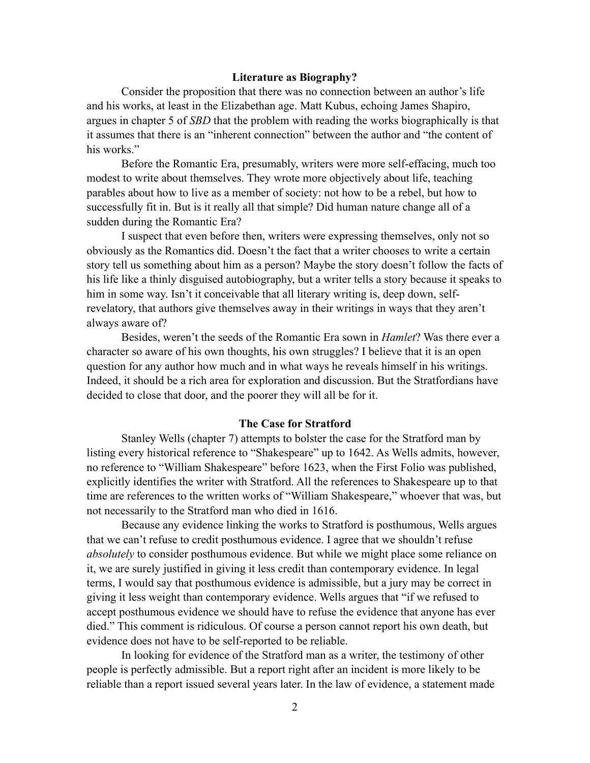## Literature as Biography?

Consider the proposition that there was no connection between an author's life and his works, at least in the Elizabethan age. Matt Kubus, echoing James Shapiro, argues in chapter 5 of *SBD* that the problem with reading the works biographically is that it assumes that there is an "inherent connection" between the author and "the content of his works."

Before the Romantic Era, presumably, writers were more self-effacing, much too modest to write about themselves. They wrote more objectively about life, teaching parables about how to live as a member of society: not how to be a rebel, but how to successfully fit in. But is it really all that simple? Did human nature change all of a sudden during the Romantic Era?

I suspect that even before then, writers were expressing themselves, only not so obviously as the Romantics did. Doesn't the fact that a writer chooses to write a certain story tell us something about him as a person? Maybe the story doesn't follow the facts of his life like a thinly disguised autobiography, but a writer tells a story because it speaks to him in some way. Isn't it conceivable that all literary writing is, deep down, self-revelatory, that authors give themselves away in their writings in ways that they aren't always aware of?

Besides, weren't the seeds of the Romantic Era sown in *Hamlet*? Was there ever a character so aware of his own thoughts, his own struggles? I believe that it is an open question for any author how much and in what ways he reveals himself in his writings. Indeed, it should be a rich area for exploration and discussion. But the Stratfordians have decided to close that door, and the poorer they will all be for it.

## The Case for Stratford

Stanley Wells (chapter 7) attempts to bolster the case for the Stratford man by listing every historical reference to "Shakespeare" up to 1642. As Wells admits, however, no reference to "William Shakespeare" before 1623, when the First Folio was published, explicitly identifies the writer with Stratford. All the references to Shakespeare up to that time are references to the written works of "William Shakespeare," whoever that was, but not necessarily to the Stratford man who died in 1616.

Because any evidence linking the works to Stratford is posthumous, Wells argues that we can't refuse to credit posthumous evidence. I agree that we shouldn't refuse *absolutely* to consider posthumous evidence. But while we might place some reliance on it, we are surely justified in giving it less credit than contemporary evidence. In legal terms, I would say that posthumous evidence is admissible, but a jury may be correct in giving it less weight than contemporary evidence. Wells argues that "if we refused to accept posthumous evidence we should have to refuse the evidence that anyone has ever died." This comment is ridiculous. Of course a person cannot report his own death, but evidence does not have to be self-reported to be reliable.

In looking for evidence of the Stratford man as a writer, the testimony of other people is perfectly admissible. But a report right after an incident is more likely to be reliable than a report issued several years later. In the law of evidence, a statement made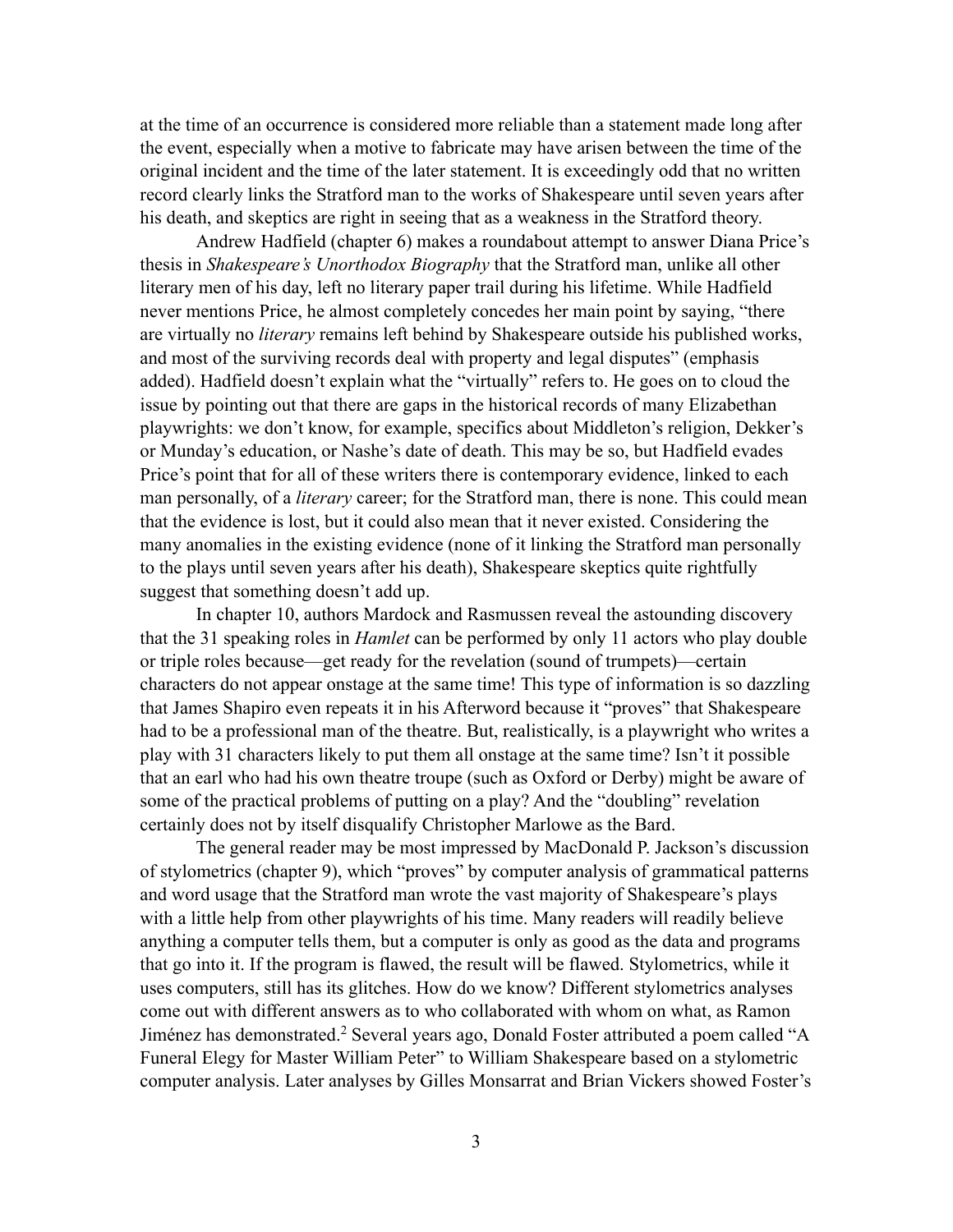at the time of an occurrence is considered more reliable than a statement made long after the event, especially when a motive to fabricate may have arisen between the time of the original incident and the time of the later statement. It is exceedingly odd that no written record clearly links the Stratford man to the works of Shakespeare until seven years after his death, and skeptics are right in seeing that as a weakness in the Stratford theory.

Andrew Hadfield (chapter 6) makes a roundabout attempt to answer Diana Price's thesis in *Shakespeare's Unorthodox Biography* that the Stratford man, unlike all other literary men of his day, left no literary paper trail during his lifetime. While Hadfield never mentions Price, he almost completely concedes her main point by saying, "there are virtually no *literary* remains left behind by Shakespeare outside his published works, and most of the surviving records deal with property and legal disputes" (emphasis added). Hadfield doesn't explain what the "virtually" refers to. He goes on to cloud the issue by pointing out that there are gaps in the historical records of many Elizabethan playwrights: we don't know, for example, specifics about Middleton's religion, Dekker's or Munday's education, or Nashe's date of death. This may be so, but Hadfield evades Price's point that for all of these writers there is contemporary evidence, linked to each man personally, of a *literary* career; for the Stratford man, there is none. This could mean that the evidence is lost, but it could also mean that it never existed. Considering the many anomalies in the existing evidence (none of it linking the Stratford man personally to the plays until seven years after his death), Shakespeare skeptics quite rightfully suggest that something doesn't add up.

In chapter 10, authors Mardock and Rasmussen reveal the astounding discovery that the 31 speaking roles in *Hamlet* can be performed by only 11 actors who play double or triple roles because—get ready for the revelation (sound of trumpets)—certain characters do not appear onstage at the same time! This type of information is so dazzling that James Shapiro even repeats it in his Afterword because it "proves" that Shakespeare had to be a professional man of the theatre. But, realistically, is a playwright who writes a play with 31 characters likely to put them all onstage at the same time? Isn't it possible that an earl who had his own theatre troupe (such as Oxford or Derby) might be aware of some of the practical problems of putting on a play? And the "doubling" revelation certainly does not by itself disqualify Christopher Marlowe as the Bard.

The general reader may be most impressed by MacDonald P. Jackson's discussion of stylometrics (chapter 9), which "proves" by computer analysis of grammatical patterns and word usage that the Stratford man wrote the vast majority of Shakespeare's plays with a little help from other playwrights of his time. Many readers will readily believe anything a computer tells them, but a computer is only as good as the data and programs that go into it. If the program is flawed, the result will be flawed. Stylometrics, while it uses computers, still has its glitches. How do we know? Different stylometrics analyses come out with different answers as to who collaborated with whom on what, as Ramon Jiménez has demonstrated.[2] Several years ago, Donald Foster attributed a poem called "A Funeral Elegy for Master William Peter" to William Shakespeare based on a stylometric computer analysis. Later analyses by Gilles Monsarrat and Brian Vickers showed Foster's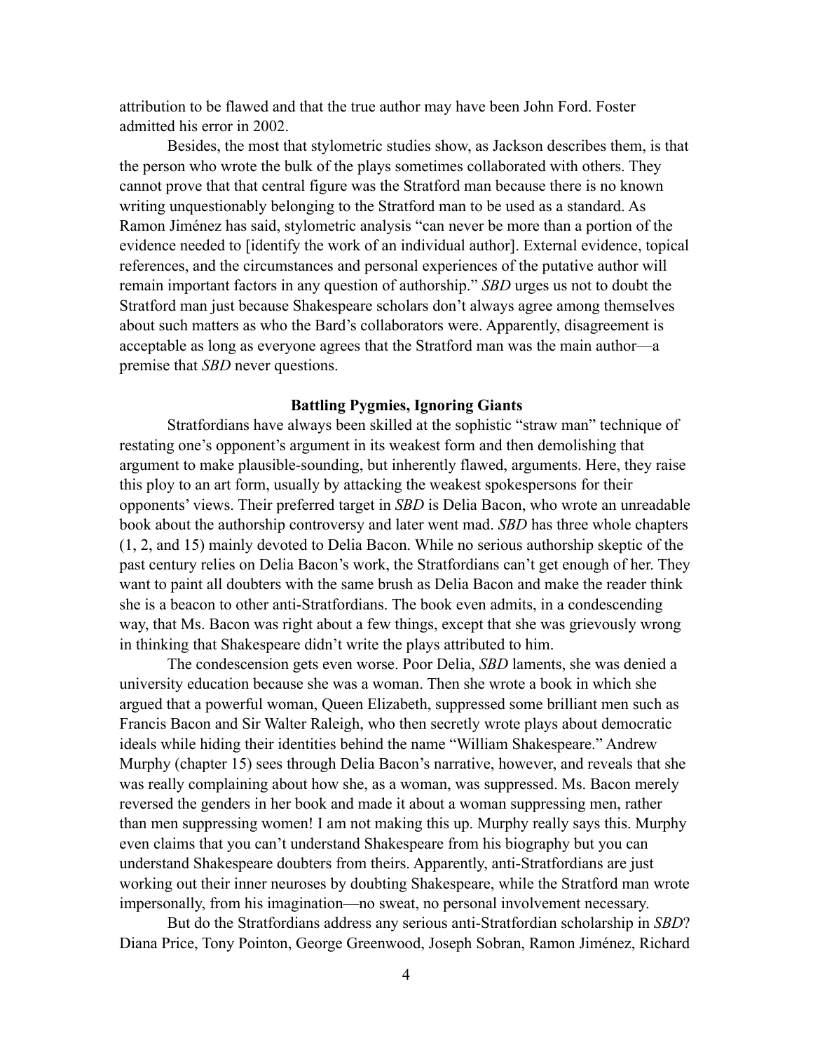attribution to be flawed and that the true author may have been John Ford. Foster admitted his error in 2002.

Besides, the most that stylometric studies show, as Jackson describes them, is that the person who wrote the bulk of the plays sometimes collaborated with others. They cannot prove that that central figure was the Stratford man because there is no known writing unquestionably belonging to the Stratford man to be used as a standard. As Ramon Jiménez has said, stylometric analysis "can never be more than a portion of the evidence needed to [identify the work of an individual author]. External evidence, topical references, and the circumstances and personal experiences of the putative author will remain important factors in any question of authorship." *SBD* urges us not to doubt the Stratford man just because Shakespeare scholars don't always agree among themselves about such matters as who the Bard's collaborators were. Apparently, disagreement is acceptable as long as everyone agrees that the Stratford man was the main author—a premise that *SBD* never questions.

**Battling Pygmies, Ignoring Giants**

Stratfordians have always been skilled at the sophistic "straw man" technique of restating one's opponent's argument in its weakest form and then demolishing that argument to make plausible-sounding, but inherently flawed, arguments. Here, they raise this ploy to an art form, usually by attacking the weakest spokespersons for their opponents' views. Their preferred target in *SBD* is Delia Bacon, who wrote an unreadable book about the authorship controversy and later went mad. *SBD* has three whole chapters (1, 2, and 15) mainly devoted to Delia Bacon. While no serious authorship skeptic of the past century relies on Delia Bacon's work, the Stratfordians can't get enough of her. They want to paint all doubters with the same brush as Delia Bacon and make the reader think she is a beacon to other anti-Stratfordians. The book even admits, in a condescending way, that Ms. Bacon was right about a few things, except that she was grievously wrong in thinking that Shakespeare didn't write the plays attributed to him.

The condescension gets even worse. Poor Delia, *SBD* laments, she was denied a university education because she was a woman. Then she wrote a book in which she argued that a powerful woman, Queen Elizabeth, suppressed some brilliant men such as Francis Bacon and Sir Walter Raleigh, who then secretly wrote plays about democratic ideals while hiding their identities behind the name "William Shakespeare." Andrew Murphy (chapter 15) sees through Delia Bacon's narrative, however, and reveals that she was really complaining about how she, as a woman, was suppressed. Ms. Bacon merely reversed the genders in her book and made it about a woman suppressing men, rather than men suppressing women! I am not making this up. Murphy really says this. Murphy even claims that you can't understand Shakespeare from his biography but you can understand Shakespeare doubters from theirs. Apparently, anti-Stratfordians are just working out their inner neuroses by doubting Shakespeare, while the Stratford man wrote impersonally, from his imagination—no sweat, no personal involvement necessary.

But do the Stratfordians address any serious anti-Stratfordian scholarship in *SBD*? Diana Price, Tony Pointon, George Greenwood, Joseph Sobran, Ramon Jiménez, Richard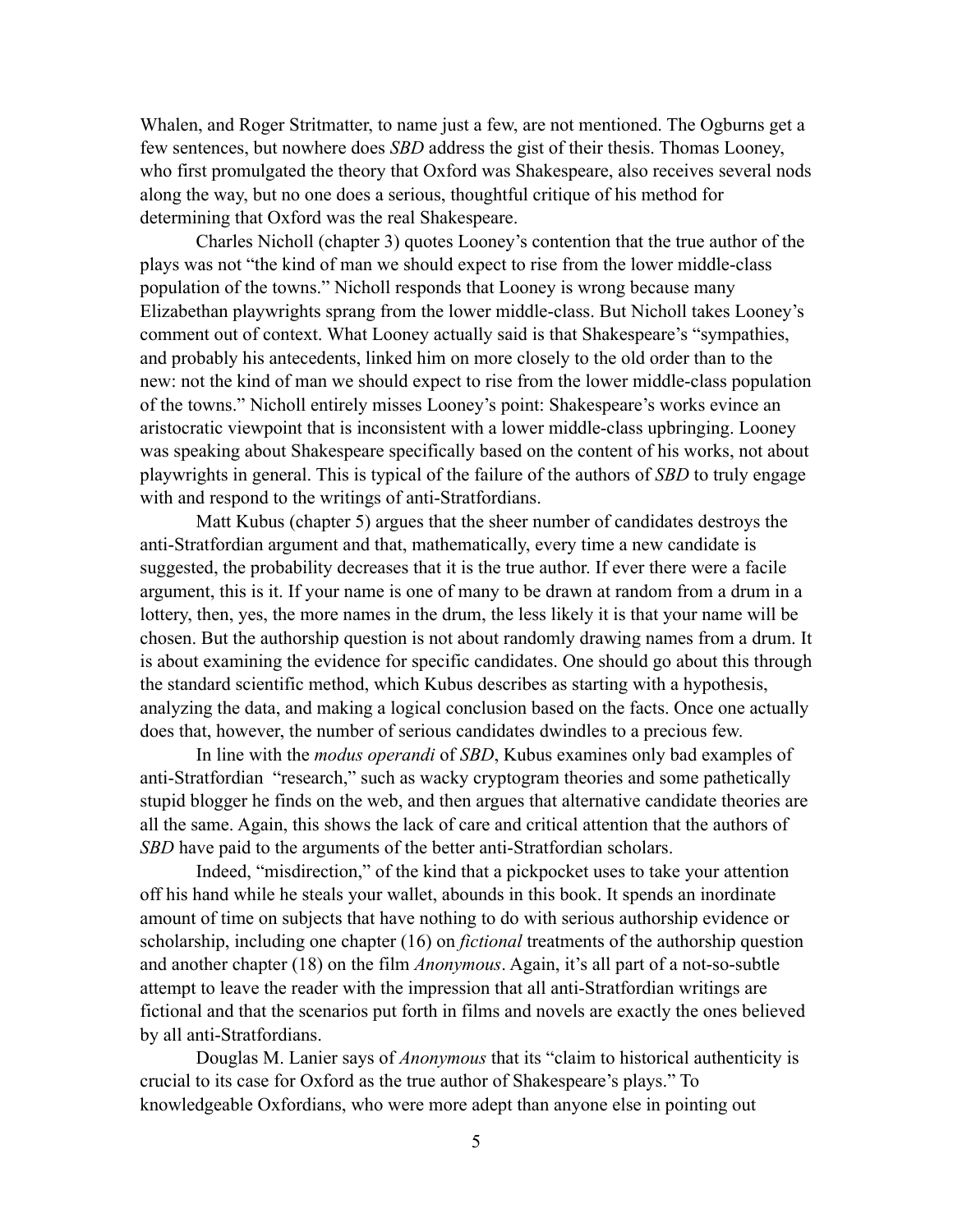Whalen, and Roger Stritmatter, to name just a few, are not mentioned. The Ogburns get a few sentences, but nowhere does *SBD* address the gist of their thesis. Thomas Looney, who first promulgated the theory that Oxford was Shakespeare, also receives several nods along the way, but no one does a serious, thoughtful critique of his method for determining that Oxford was the real Shakespeare.

Charles Nicholl (chapter 3) quotes Looney's contention that the true author of the plays was not "the kind of man we should expect to rise from the lower middle-class population of the towns." Nicholl responds that Looney is wrong because many Elizabethan playwrights sprang from the lower middle-class. But Nicholl takes Looney's comment out of context. What Looney actually said is that Shakespeare's "sympathies, and probably his antecedents, linked him on more closely to the old order than to the new: not the kind of man we should expect to rise from the lower middle-class population of the towns." Nicholl entirely misses Looney's point: Shakespeare's works evince an aristocratic viewpoint that is inconsistent with a lower middle-class upbringing. Looney was speaking about Shakespeare specifically based on the content of his works, not about playwrights in general. This is typical of the failure of the authors of *SBD* to truly engage with and respond to the writings of anti-Stratfordians.

Matt Kubus (chapter 5) argues that the sheer number of candidates destroys the anti-Stratfordian argument and that, mathematically, every time a new candidate is suggested, the probability decreases that it is the true author. If ever there were a facile argument, this is it. If your name is one of many to be drawn at random from a drum in a lottery, then, yes, the more names in the drum, the less likely it is that your name will be chosen. But the authorship question is not about randomly drawing names from a drum. It is about examining the evidence for specific candidates. One should go about this through the standard scientific method, which Kubus describes as starting with a hypothesis, analyzing the data, and making a logical conclusion based on the facts. Once one actually does that, however, the number of serious candidates dwindles to a precious few.

In line with the *modus operandi* of *SBD*, Kubus examines only bad examples of anti-Stratfordian "research," such as wacky cryptogram theories and some pathetically stupid blogger he finds on the web, and then argues that alternative candidate theories are all the same. Again, this shows the lack of care and critical attention that the authors of *SBD* have paid to the arguments of the better anti-Stratfordian scholars.

Indeed, "misdirection," of the kind that a pickpocket uses to take your attention off his hand while he steals your wallet, abounds in this book. It spends an inordinate amount of time on subjects that have nothing to do with serious authorship evidence or scholarship, including one chapter (16) on *fictional* treatments of the authorship question and another chapter (18) on the film *Anonymous*. Again, it's all part of a not-so-subtle attempt to leave the reader with the impression that all anti-Stratfordian writings are fictional and that the scenarios put forth in films and novels are exactly the ones believed by all anti-Stratfordians.

Douglas M. Lanier says of *Anonymous* that its "claim to historical authenticity is crucial to its case for Oxford as the true author of Shakespeare's plays." To knowledgeable Oxfordians, who were more adept than anyone else in pointing out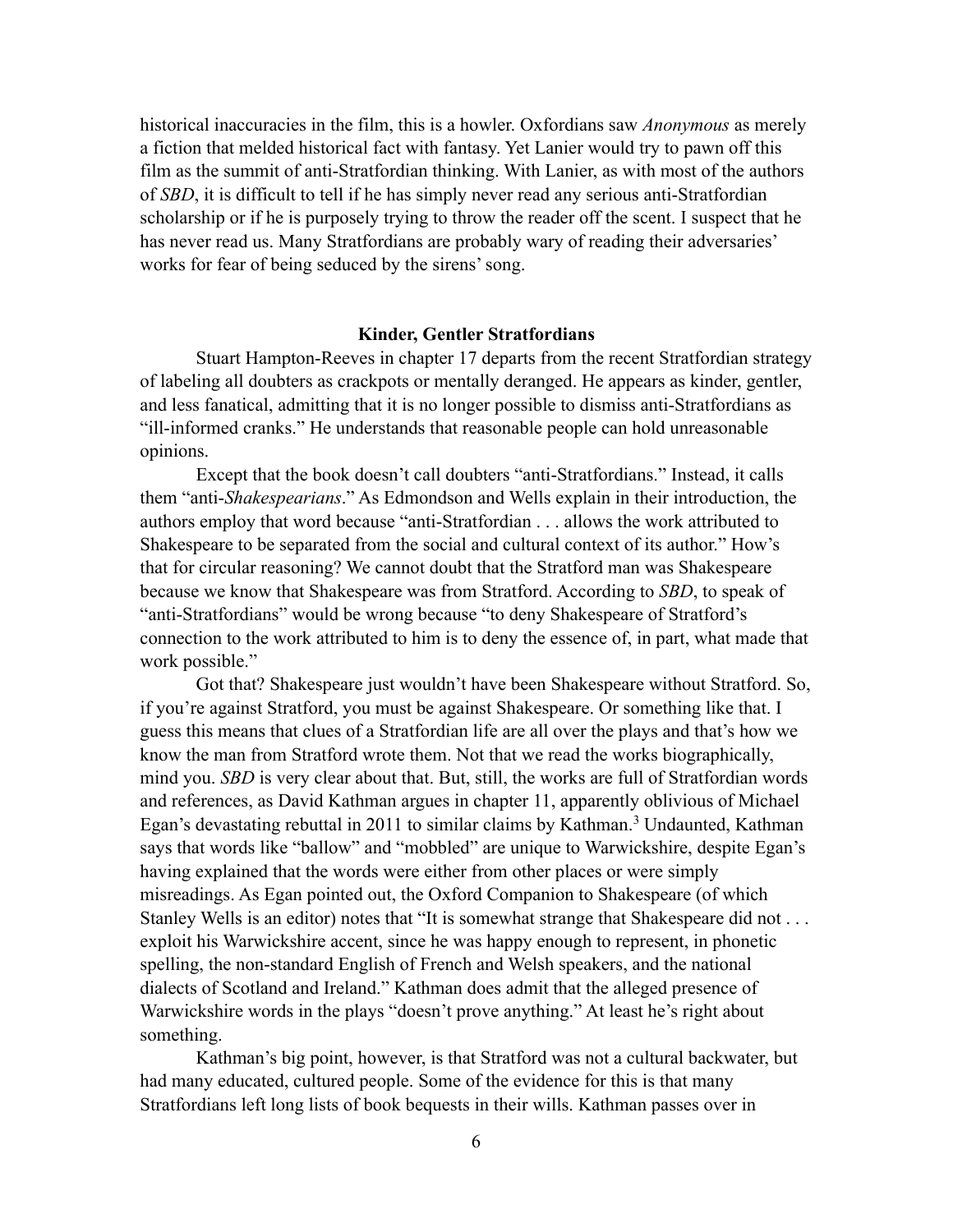historical inaccuracies in the film, this is a howler. Oxfordians saw *Anonymous* as merely a fiction that melded historical fact with fantasy. Yet Lanier would try to pawn off this film as the summit of anti-Stratfordian thinking. With Lanier, as with most of the authors of *SBD*, it is difficult to tell if he has simply never read any serious anti-Stratfordian scholarship or if he is purposely trying to throw the reader off the scent. I suspect that he has never read us. Many Stratfordians are probably wary of reading their adversaries' works for fear of being seduced by the sirens' song.

## Kinder, Gentler Stratfordians

Stuart Hampton-Reeves in chapter 17 departs from the recent Stratfordian strategy of labeling all doubters as crackpots or mentally deranged. He appears as kinder, gentler, and less fanatical, admitting that it is no longer possible to dismiss anti-Stratfordians as "ill-informed cranks." He understands that reasonable people can hold unreasonable opinions.

Except that the book doesn't call doubters "anti-Stratfordians." Instead, it calls them "anti-*Shakespearians*." As Edmondson and Wells explain in their introduction, the authors employ that word because "anti-Stratfordian . . . allows the work attributed to Shakespeare to be separated from the social and cultural context of its author." How's that for circular reasoning? We cannot doubt that the Stratford man was Shakespeare because we know that Shakespeare was from Stratford. According to *SBD*, to speak of "anti-Stratfordians" would be wrong because "to deny Shakespeare of Stratford's connection to the work attributed to him is to deny the essence of, in part, what made that work possible."

Got that? Shakespeare just wouldn't have been Shakespeare without Stratford. So, if you're against Stratford, you must be against Shakespeare. Or something like that. I guess this means that clues of a Stratfordian life are all over the plays and that's how we know the man from Stratford wrote them. Not that we read the works biographically, mind you. *SBD* is very clear about that. But, still, the works are full of Stratfordian words and references, as David Kathman argues in chapter 11, apparently oblivious of Michael Egan's devastating rebuttal in 2011 to similar claims by Kathman.[3] Undaunted, Kathman says that words like "ballow" and "mobbled" are unique to Warwickshire, despite Egan's having explained that the words were either from other places or were simply misreadings. As Egan pointed out, the Oxford Companion to Shakespeare (of which Stanley Wells is an editor) notes that "It is somewhat strange that Shakespeare did not . . . exploit his Warwickshire accent, since he was happy enough to represent, in phonetic spelling, the non-standard English of French and Welsh speakers, and the national dialects of Scotland and Ireland." Kathman does admit that the alleged presence of Warwickshire words in the plays "doesn't prove anything." At least he's right about something.

Kathman's big point, however, is that Stratford was not a cultural backwater, but had many educated, cultured people. Some of the evidence for this is that many Stratfordians left long lists of book bequests in their wills. Kathman passes over in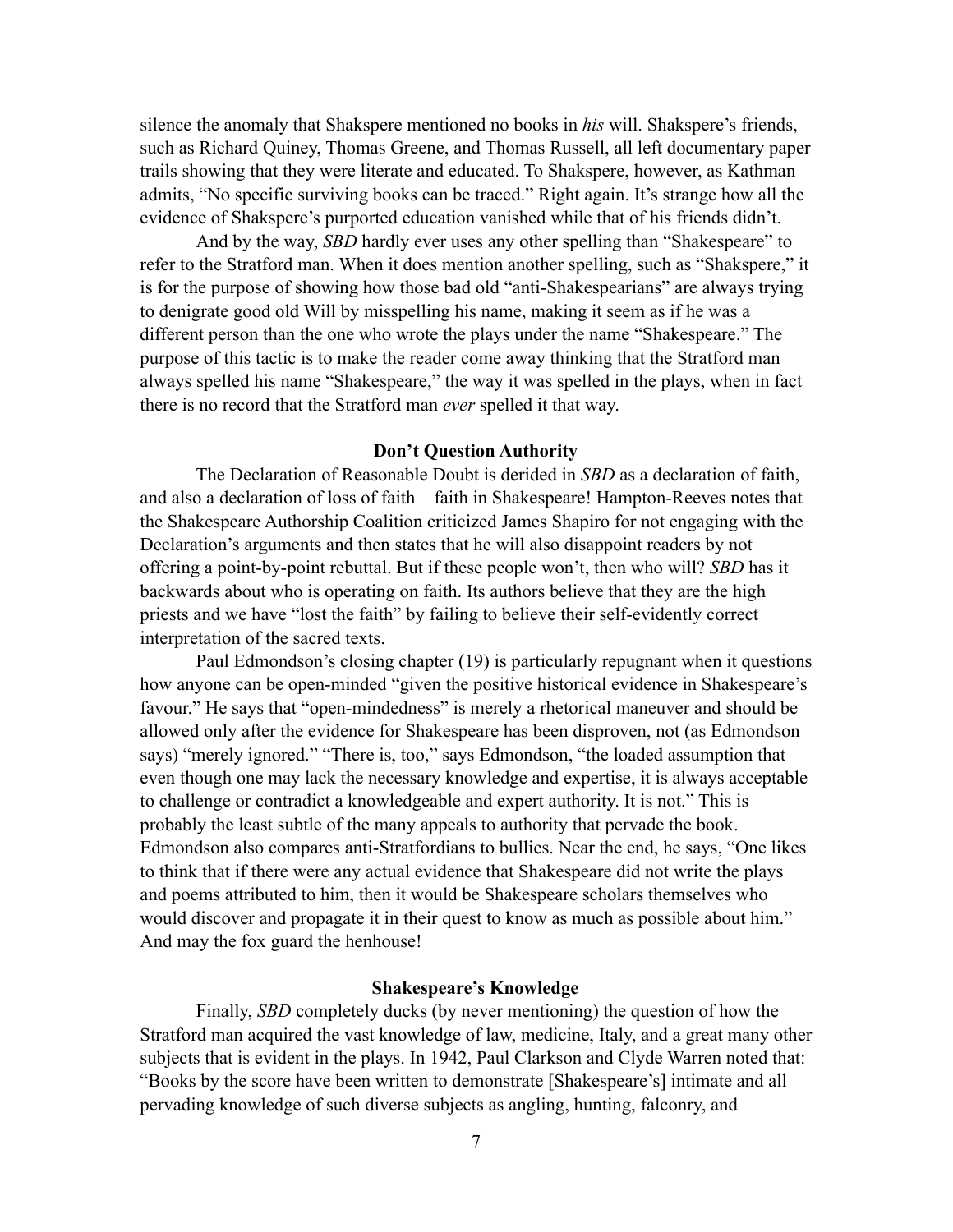silence the anomaly that Shakspere mentioned no books in *his* will. Shakspere's friends, such as Richard Quiney, Thomas Greene, and Thomas Russell, all left documentary paper trails showing that they were literate and educated. To Shakspere, however, as Kathman admits, "No specific surviving books can be traced." Right again. It's strange how all the evidence of Shakspere's purported education vanished while that of his friends didn't.

And by the way, *SBD* hardly ever uses any other spelling than "Shakespeare" to refer to the Stratford man. When it does mention another spelling, such as "Shakspere," it is for the purpose of showing how those bad old "anti-Shakespearians" are always trying to denigrate good old Will by misspelling his name, making it seem as if he was a different person than the one who wrote the plays under the name "Shakespeare." The purpose of this tactic is to make the reader come away thinking that the Stratford man always spelled his name "Shakespeare," the way it was spelled in the plays, when in fact there is no record that the Stratford man *ever* spelled it that way.

## Don't Question Authority

The Declaration of Reasonable Doubt is derided in *SBD* as a declaration of faith, and also a declaration of loss of faith—faith in Shakespeare! Hampton-Reeves notes that the Shakespeare Authorship Coalition criticized James Shapiro for not engaging with the Declaration's arguments and then states that he will also disappoint readers by not offering a point-by-point rebuttal. But if these people won't, then who will? *SBD* has it backwards about who is operating on faith. Its authors believe that they are the high priests and we have "lost the faith" by failing to believe their self-evidently correct interpretation of the sacred texts.

Paul Edmondson's closing chapter (19) is particularly repugnant when it questions how anyone can be open-minded "given the positive historical evidence in Shakespeare's favour." He says that "open-mindedness" is merely a rhetorical maneuver and should be allowed only after the evidence for Shakespeare has been disproven, not (as Edmondson says) "merely ignored." "There is, too," says Edmondson, "the loaded assumption that even though one may lack the necessary knowledge and expertise, it is always acceptable to challenge or contradict a knowledgeable and expert authority. It is not." This is probably the least subtle of the many appeals to authority that pervade the book. Edmondson also compares anti-Stratfordians to bullies. Near the end, he says, "One likes to think that if there were any actual evidence that Shakespeare did not write the plays and poems attributed to him, then it would be Shakespeare scholars themselves who would discover and propagate it in their quest to know as much as possible about him." And may the fox guard the henhouse!

## Shakespeare's Knowledge

Finally, *SBD* completely ducks (by never mentioning) the question of how the Stratford man acquired the vast knowledge of law, medicine, Italy, and a great many other subjects that is evident in the plays. In 1942, Paul Clarkson and Clyde Warren noted that: "Books by the score have been written to demonstrate [Shakespeare's] intimate and all pervading knowledge of such diverse subjects as angling, hunting, falconry, and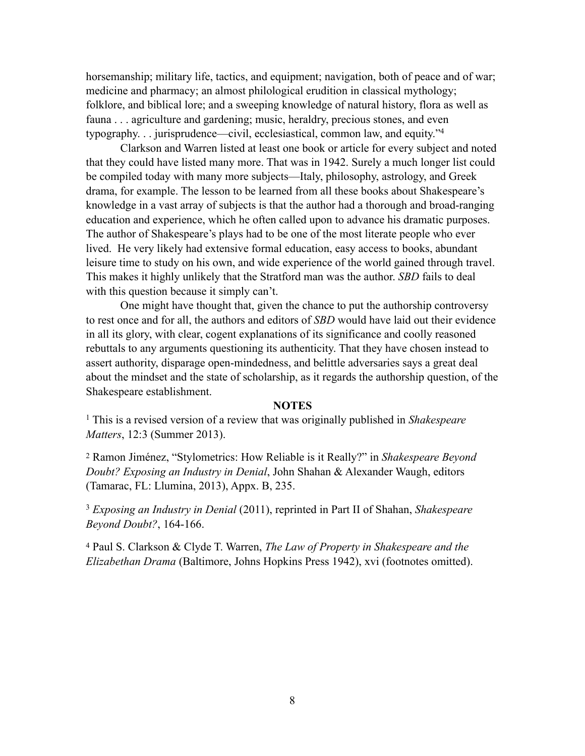horsemanship; military life, tactics, and equipment; navigation, both of peace and of war; medicine and pharmacy; an almost philological erudition in classical mythology; folklore, and biblical lore; and a sweeping knowledge of natural history, flora as well as fauna . . . agriculture and gardening; music, heraldry, precious stones, and even typography. . . jurisprudence—civil, ecclesiastical, common law, and equity."[4]

Clarkson and Warren listed at least one book or article for every subject and noted that they could have listed many more. That was in 1942. Surely a much longer list could be compiled today with many more subjects—Italy, philosophy, astrology, and Greek drama, for example. The lesson to be learned from all these books about Shakespeare's knowledge in a vast array of subjects is that the author had a thorough and broad-ranging education and experience, which he often called upon to advance his dramatic purposes. The author of Shakespeare's plays had to be one of the most literate people who ever lived. He very likely had extensive formal education, easy access to books, abundant leisure time to study on his own, and wide experience of the world gained through travel. This makes it highly unlikely that the Stratford man was the author. *SBD* fails to deal with this question because it simply can't.

One might have thought that, given the chance to put the authorship controversy to rest once and for all, the authors and editors of *SBD* would have laid out their evidence in all its glory, with clear, cogent explanations of its significance and coolly reasoned rebuttals to any arguments questioning its authenticity. That they have chosen instead to assert authority, disparage open-mindedness, and belittle adversaries says a great deal about the mindset and the state of scholarship, as it regards the authorship question, of the Shakespeare establishment.

**NOTES**

[1] This is a revised version of a review that was originally published in *Shakespeare Matters*, 12:3 (Summer 2013).

[2] Ramon Jiménez, "Stylometrics: How Reliable is it Really?" in *Shakespeare Beyond Doubt? Exposing an Industry in Denial*, John Shahan & Alexander Waugh, editors (Tamarac, FL: Llumina, 2013), Appx. B, 235.

[3] *Exposing an Industry in Denial* (2011), reprinted in Part II of Shahan, *Shakespeare Beyond Doubt?*, 164-166.

[4] Paul S. Clarkson & Clyde T. Warren, *The Law of Property in Shakespeare and the Elizabethan Drama* (Baltimore, Johns Hopkins Press 1942), xvi (footnotes omitted).